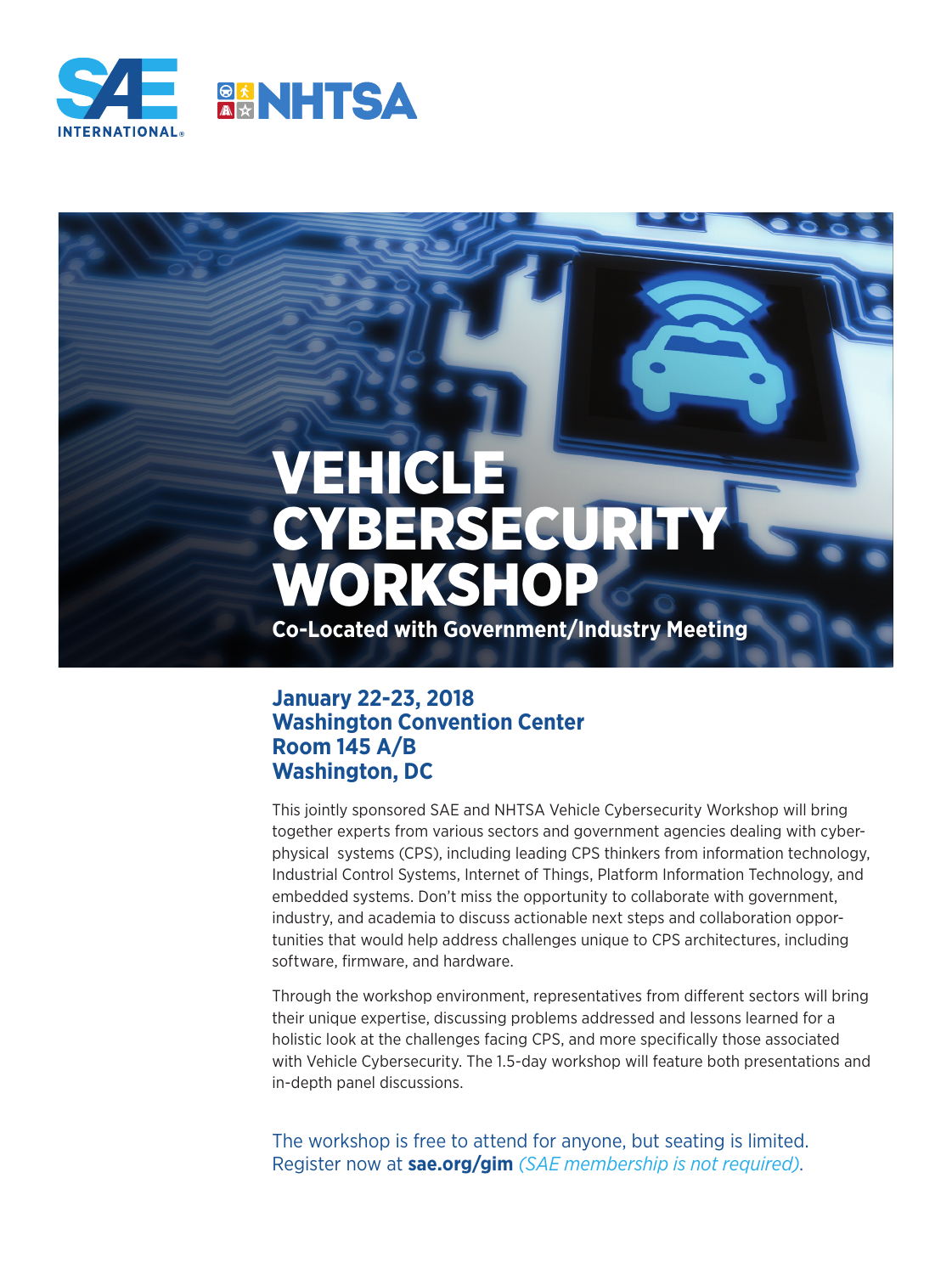SAE INTERNATIONAL

NHTSA

# VEHICLE CYBERSECURITY WORKSHOP

**Co-Located with Government/Industry Meeting**

**January 22-23, 2018**
**Washington Convention Center**
**Room 145 A/B**
**Washington, DC**

This jointly sponsored SAE and NHTSA Vehicle Cybersecurity Workshop will bring together experts from various sectors and government agencies dealing with cyber-physical systems (CPS), including leading CPS thinkers from information technology, Industrial Control Systems, Internet of Things, Platform Information Technology, and embedded systems. Don't miss the opportunity to collaborate with government, industry, and academia to discuss actionable next steps and collaboration opportunities that would help address challenges unique to CPS architectures, including software, firmware, and hardware.

Through the workshop environment, representatives from different sectors will bring their unique expertise, discussing problems addressed and lessons learned for a holistic look at the challenges facing CPS, and more specifically those associated with Vehicle Cybersecurity. The 1.5-day workshop will feature both presentations and in-depth panel discussions.

The workshop is free to attend for anyone, but seating is limited. Register now at **sae.org/gim** *(SAE membership is not required).*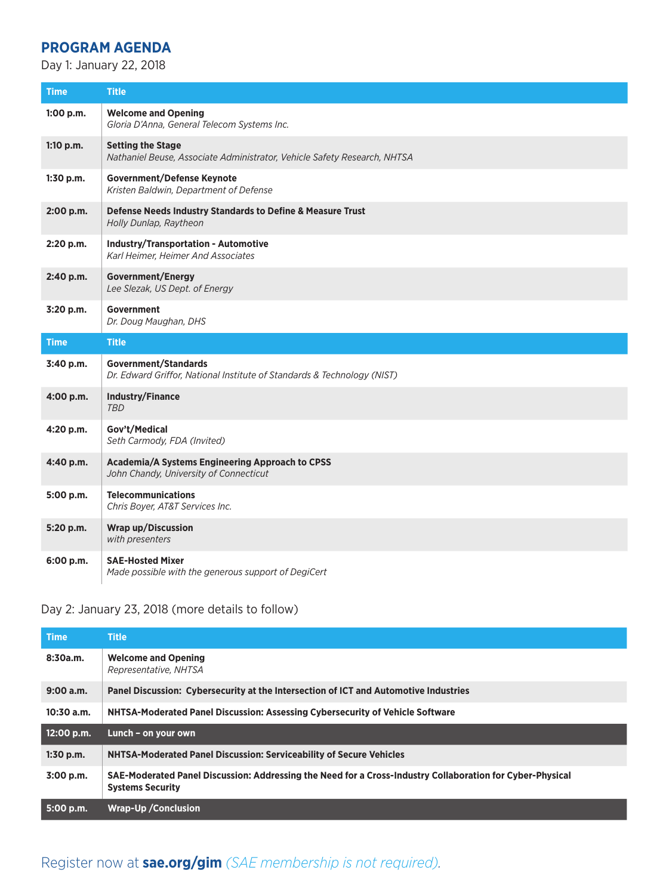## PROGRAM AGENDA

Day 1: January 22, 2018

| Time | Title |
|---|---|
| 1:00 p.m. | **Welcome and Opening**<br>*Gloria D'Anna, General Telecom Systems Inc.* |
| 1:10 p.m. | **Setting the Stage**<br>*Nathaniel Beuse, Associate Administrator, Vehicle Safety Research, NHTSA* |
| 1:30 p.m. | **Government/Defense Keynote**<br>*Kristen Baldwin, Department of Defense* |
| 2:00 p.m. | **Defense Needs Industry Standards to Define & Measure Trust**<br>*Holly Dunlap, Raytheon* |
| 2:20 p.m. | **Industry/Transportation - Automotive**<br>*Karl Heimer, Heimer And Associates* |
| 2:40 p.m. | **Government/Energy**<br>*Lee Slezak, US Dept. of Energy* |
| 3:20 p.m. | **Government**<br>*Dr. Doug Maughan, DHS* |
| 3:40 p.m. | **Government/Standards**<br>*Dr. Edward Griffor, National Institute of Standards & Technology (NIST)* |
| 4:00 p.m. | **Industry/Finance**<br>*TBD* |
| 4:20 p.m. | **Gov't/Medical**<br>*Seth Carmody, FDA (Invited)* |
| 4:40 p.m. | **Academia/A Systems Engineering Approach to CPSS**<br>*John Chandy, University of Connecticut* |
| 5:00 p.m. | **Telecommunications**<br>*Chris Boyer, AT&T Services Inc.* |
| 5:20 p.m. | **Wrap up/Discussion**<br>*with presenters* |
| 6:00 p.m. | **SAE-Hosted Mixer**<br>*Made possible with the generous support of DegiCert* |

Day 2: January 23, 2018 (more details to follow)

| Time | Title |
|---|---|
| 8:30a.m. | **Welcome and Opening**<br>*Representative, NHTSA* |
| 9:00 a.m. | **Panel Discussion: Cybersecurity at the Intersection of ICT and Automotive Industries** |
| 10:30 a.m. | **NHTSA-Moderated Panel Discussion: Assessing Cybersecurity of Vehicle Software** |
| 12:00 p.m. | **Lunch – on your own** |
| 1:30 p.m. | **NHTSA-Moderated Panel Discussion: Serviceability of Secure Vehicles** |
| 3:00 p.m. | **SAE-Moderated Panel Discussion: Addressing the Need for a Cross-Industry Collaboration for Cyber-Physical Systems Security** |
| 5:00 p.m. | **Wrap-Up /Conclusion** |

Register now at **sae.org/gim** *(SAE membership is not required).*